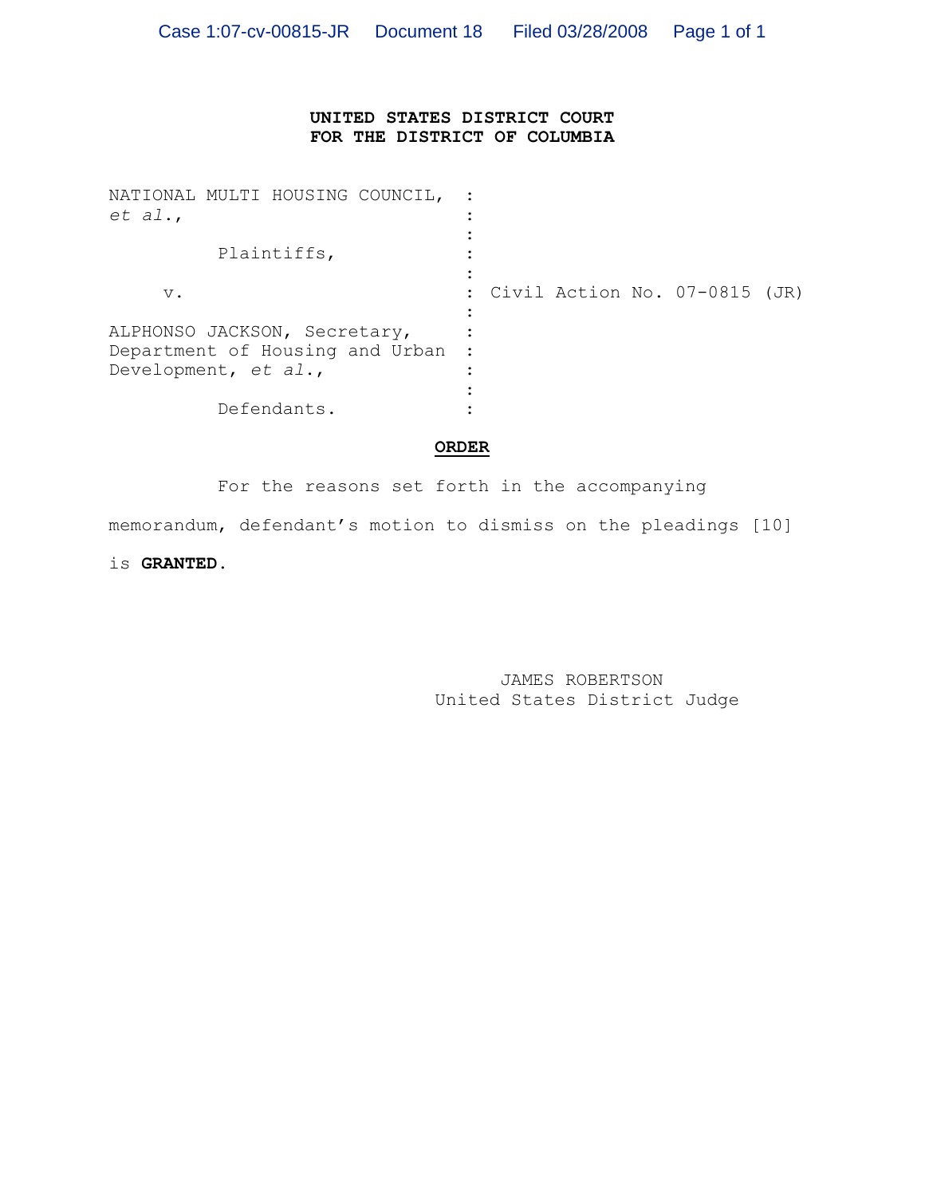**UNITED STATES DISTRICT COURT**
**FOR THE DISTRICT OF COLUMBIA**

| | | |
|---|---|---|
| NATIONAL MULTI HOUSING COUNCIL, *et al.*, | : | |
| Plaintiffs, | : | |
| v. | : | Civil Action No. 07-0815 (JR) |
| ALPHONSO JACKSON, Secretary, Department of Housing and Urban Development, *et al.*, | : | |
| Defendants. | : | |

**ORDER**

For the reasons set forth in the accompanying memorandum, defendant's motion to dismiss on the pleadings [10] is **GRANTED**.

JAMES ROBERTSON
United States District Judge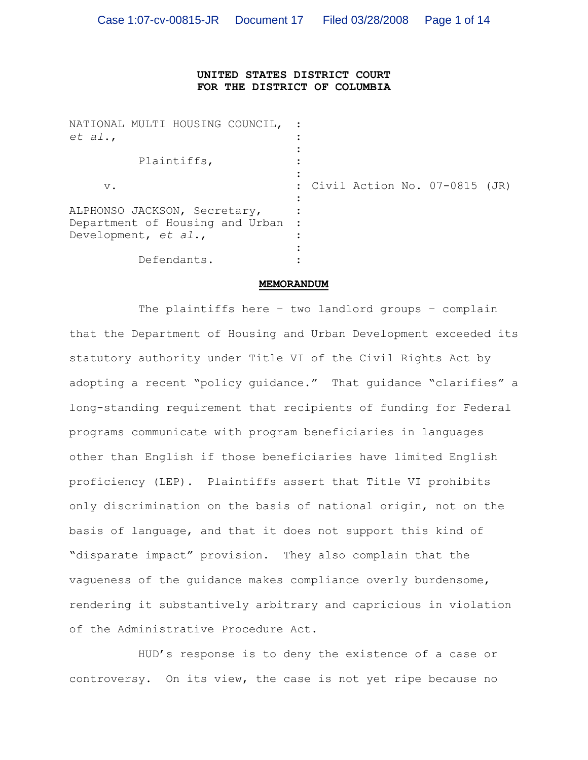UNITED STATES DISTRICT COURT
FOR THE DISTRICT OF COLUMBIA

NATIONAL MULTI HOUSING COUNCIL, *et al.*,

Plaintiffs,

v.

ALPHONSO JACKSON, Secretary, Department of Housing and Urban Development, *et al.*,

Defendants.

Civil Action No. 07-0815 (JR)

**MEMORANDUM**

The plaintiffs here – two landlord groups – complain that the Department of Housing and Urban Development exceeded its statutory authority under Title VI of the Civil Rights Act by adopting a recent "policy guidance." That guidance "clarifies" a long-standing requirement that recipients of funding for Federal programs communicate with program beneficiaries in languages other than English if those beneficiaries have limited English proficiency (LEP). Plaintiffs assert that Title VI prohibits only discrimination on the basis of national origin, not on the basis of language, and that it does not support this kind of "disparate impact" provision. They also complain that the vagueness of the guidance makes compliance overly burdensome, rendering it substantively arbitrary and capricious in violation of the Administrative Procedure Act.

HUD's response is to deny the existence of a case or controversy. On its view, the case is not yet ripe because no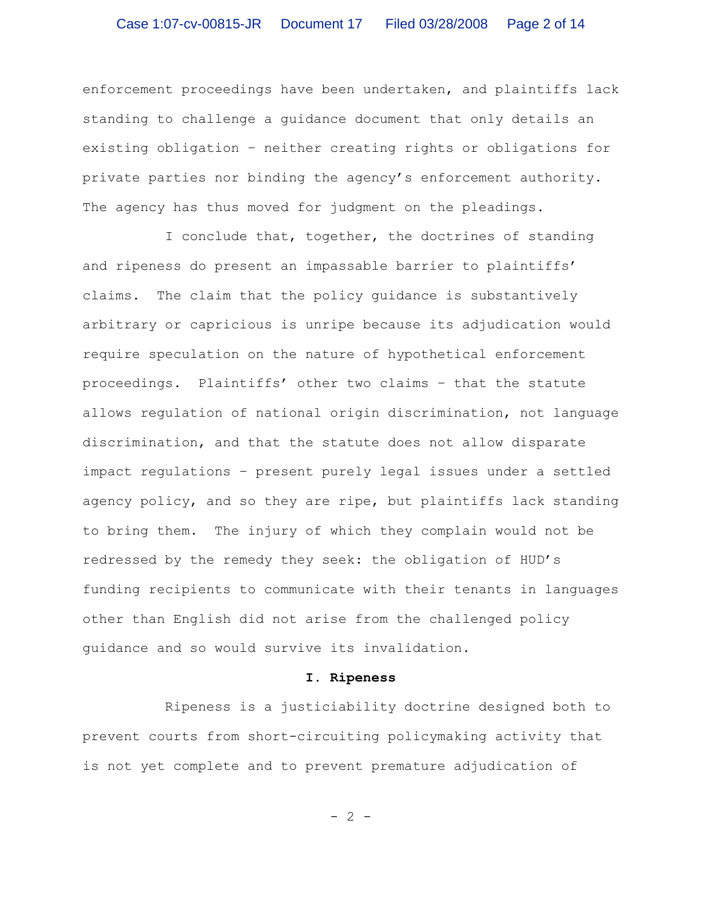enforcement proceedings have been undertaken, and plaintiffs lack standing to challenge a guidance document that only details an existing obligation – neither creating rights or obligations for private parties nor binding the agency's enforcement authority. The agency has thus moved for judgment on the pleadings.

I conclude that, together, the doctrines of standing and ripeness do present an impassable barrier to plaintiffs' claims. The claim that the policy guidance is substantively arbitrary or capricious is unripe because its adjudication would require speculation on the nature of hypothetical enforcement proceedings. Plaintiffs' other two claims – that the statute allows regulation of national origin discrimination, not language discrimination, and that the statute does not allow disparate impact regulations – present purely legal issues under a settled agency policy, and so they are ripe, but plaintiffs lack standing to bring them. The injury of which they complain would not be redressed by the remedy they seek: the obligation of HUD's funding recipients to communicate with their tenants in languages other than English did not arise from the challenged policy guidance and so would survive its invalidation.

## I. Ripeness

Ripeness is a justiciability doctrine designed both to prevent courts from short-circuiting policymaking activity that is not yet complete and to prevent premature adjudication of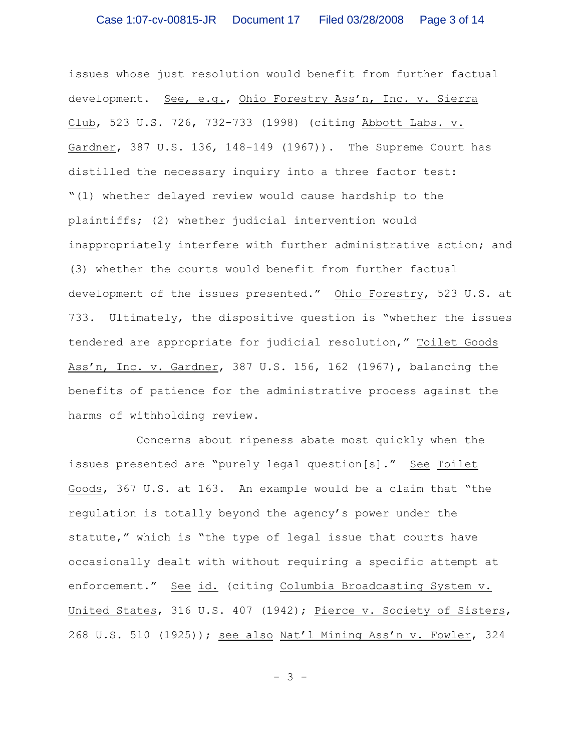issues whose just resolution would benefit from further factual development. See, e.g., Ohio Forestry Ass'n, Inc. v. Sierra Club, 523 U.S. 726, 732-733 (1998) (citing Abbott Labs. v. Gardner, 387 U.S. 136, 148-149 (1967)). The Supreme Court has distilled the necessary inquiry into a three factor test: "(1) whether delayed review would cause hardship to the plaintiffs; (2) whether judicial intervention would inappropriately interfere with further administrative action; and (3) whether the courts would benefit from further factual development of the issues presented." Ohio Forestry, 523 U.S. at 733. Ultimately, the dispositive question is "whether the issues tendered are appropriate for judicial resolution," Toilet Goods Ass'n, Inc. v. Gardner, 387 U.S. 156, 162 (1967), balancing the benefits of patience for the administrative process against the harms of withholding review.

Concerns about ripeness abate most quickly when the issues presented are "purely legal question[s]." See Toilet Goods, 367 U.S. at 163. An example would be a claim that "the regulation is totally beyond the agency's power under the statute," which is "the type of legal issue that courts have occasionally dealt with without requiring a specific attempt at enforcement." See id. (citing Columbia Broadcasting System v. United States, 316 U.S. 407 (1942); Pierce v. Society of Sisters, 268 U.S. 510 (1925)); see also Nat'l Mining Ass'n v. Fowler, 324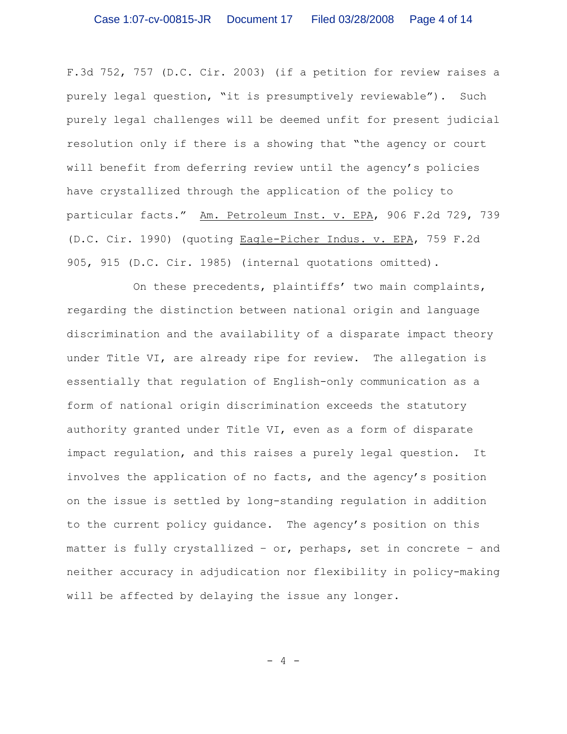F.3d 752, 757 (D.C. Cir. 2003) (if a petition for review raises a purely legal question, "it is presumptively reviewable"). Such purely legal challenges will be deemed unfit for present judicial resolution only if there is a showing that "the agency or court will benefit from deferring review until the agency's policies have crystallized through the application of the policy to particular facts." Am. Petroleum Inst. v. EPA, 906 F.2d 729, 739 (D.C. Cir. 1990) (quoting Eagle-Picher Indus. v. EPA, 759 F.2d 905, 915 (D.C. Cir. 1985) (internal quotations omitted).

On these precedents, plaintiffs' two main complaints, regarding the distinction between national origin and language discrimination and the availability of a disparate impact theory under Title VI, are already ripe for review. The allegation is essentially that regulation of English-only communication as a form of national origin discrimination exceeds the statutory authority granted under Title VI, even as a form of disparate impact regulation, and this raises a purely legal question. It involves the application of no facts, and the agency's position on the issue is settled by long-standing regulation in addition to the current policy guidance. The agency's position on this matter is fully crystallized – or, perhaps, set in concrete – and neither accuracy in adjudication nor flexibility in policy-making will be affected by delaying the issue any longer.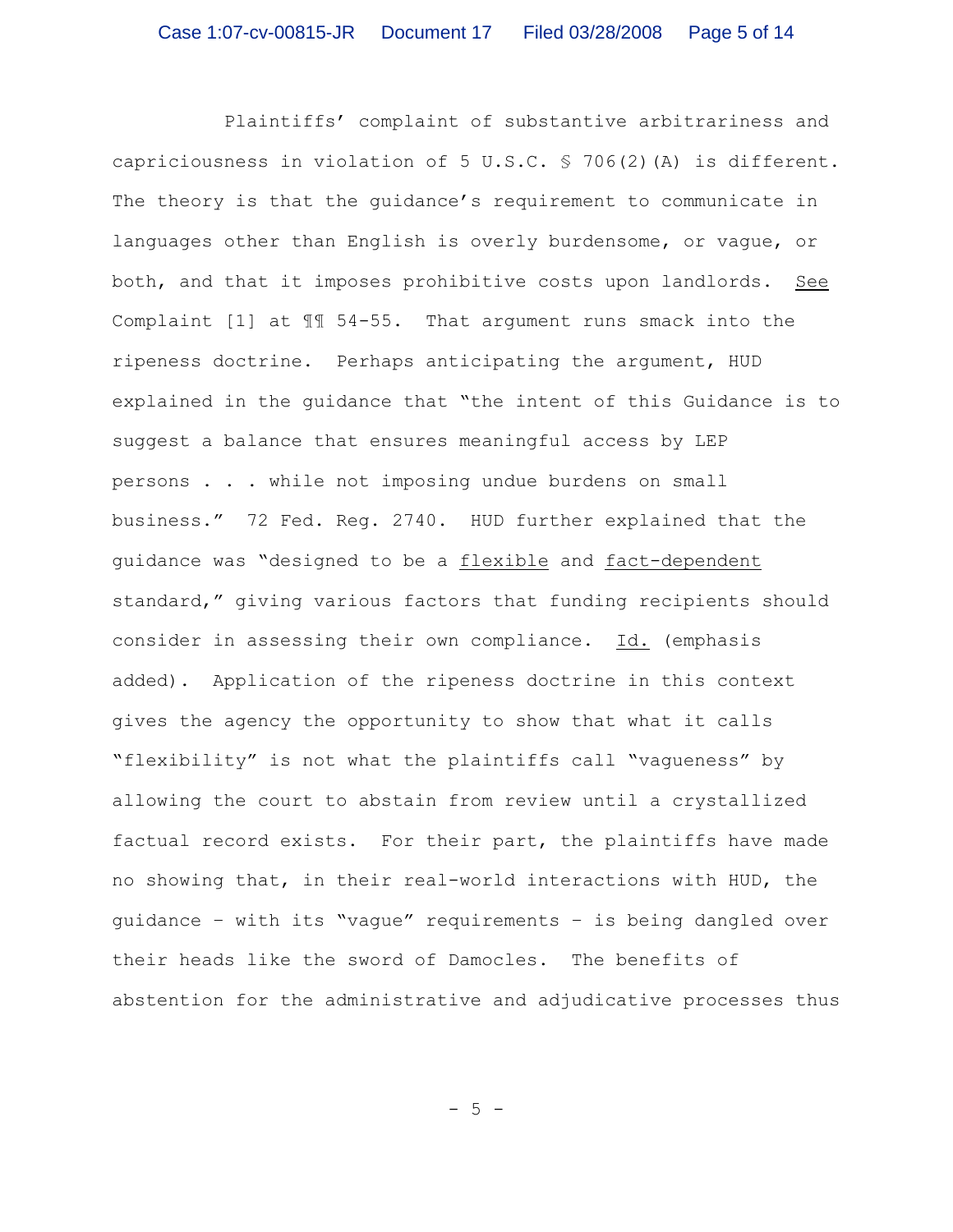Plaintiffs' complaint of substantive arbitrariness and capriciousness in violation of 5 U.S.C. § 706(2)(A) is different. The theory is that the guidance's requirement to communicate in languages other than English is overly burdensome, or vague, or both, and that it imposes prohibitive costs upon landlords. See Complaint [1] at ¶¶ 54-55. That argument runs smack into the ripeness doctrine. Perhaps anticipating the argument, HUD explained in the guidance that "the intent of this Guidance is to suggest a balance that ensures meaningful access by LEP persons . . . while not imposing undue burdens on small business." 72 Fed. Reg. 2740. HUD further explained that the guidance was "designed to be a flexible and fact-dependent standard," giving various factors that funding recipients should consider in assessing their own compliance. Id. (emphasis added). Application of the ripeness doctrine in this context gives the agency the opportunity to show that what it calls "flexibility" is not what the plaintiffs call "vagueness" by allowing the court to abstain from review until a crystallized factual record exists. For their part, the plaintiffs have made no showing that, in their real-world interactions with HUD, the guidance – with its "vague" requirements – is being dangled over their heads like the sword of Damocles. The benefits of abstention for the administrative and adjudicative processes thus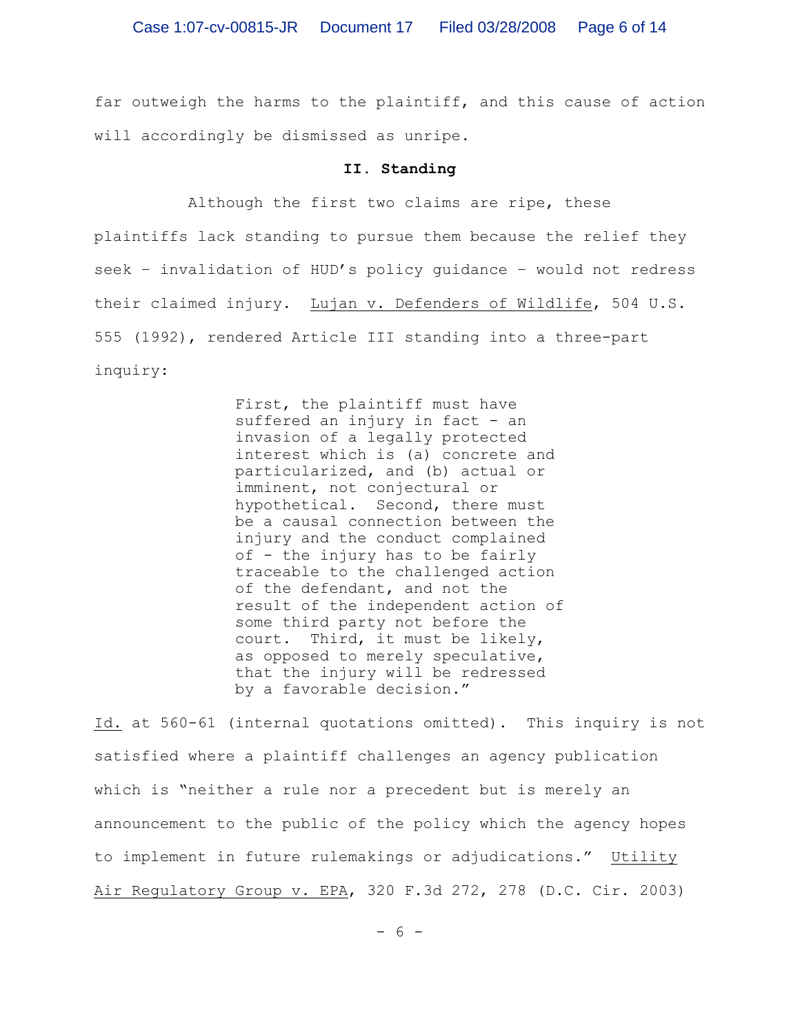far outweigh the harms to the plaintiff, and this cause of action will accordingly be dismissed as unripe.

## II. Standing

Although the first two claims are ripe, these plaintiffs lack standing to pursue them because the relief they seek – invalidation of HUD's policy guidance – would not redress their claimed injury. Lujan v. Defenders of Wildlife, 504 U.S. 555 (1992), rendered Article III standing into a three-part inquiry:

> First, the plaintiff must have suffered an injury in fact - an invasion of a legally protected interest which is (a) concrete and particularized, and (b) actual or imminent, not conjectural or hypothetical. Second, there must be a causal connection between the injury and the conduct complained of - the injury has to be fairly traceable to the challenged action of the defendant, and not the result of the independent action of some third party not before the court. Third, it must be likely, as opposed to merely speculative, that the injury will be redressed by a favorable decision."

Id. at 560-61 (internal quotations omitted). This inquiry is not satisfied where a plaintiff challenges an agency publication which is "neither a rule nor a precedent but is merely an announcement to the public of the policy which the agency hopes to implement in future rulemakings or adjudications." Utility Air Regulatory Group v. EPA, 320 F.3d 272, 278 (D.C. Cir. 2003)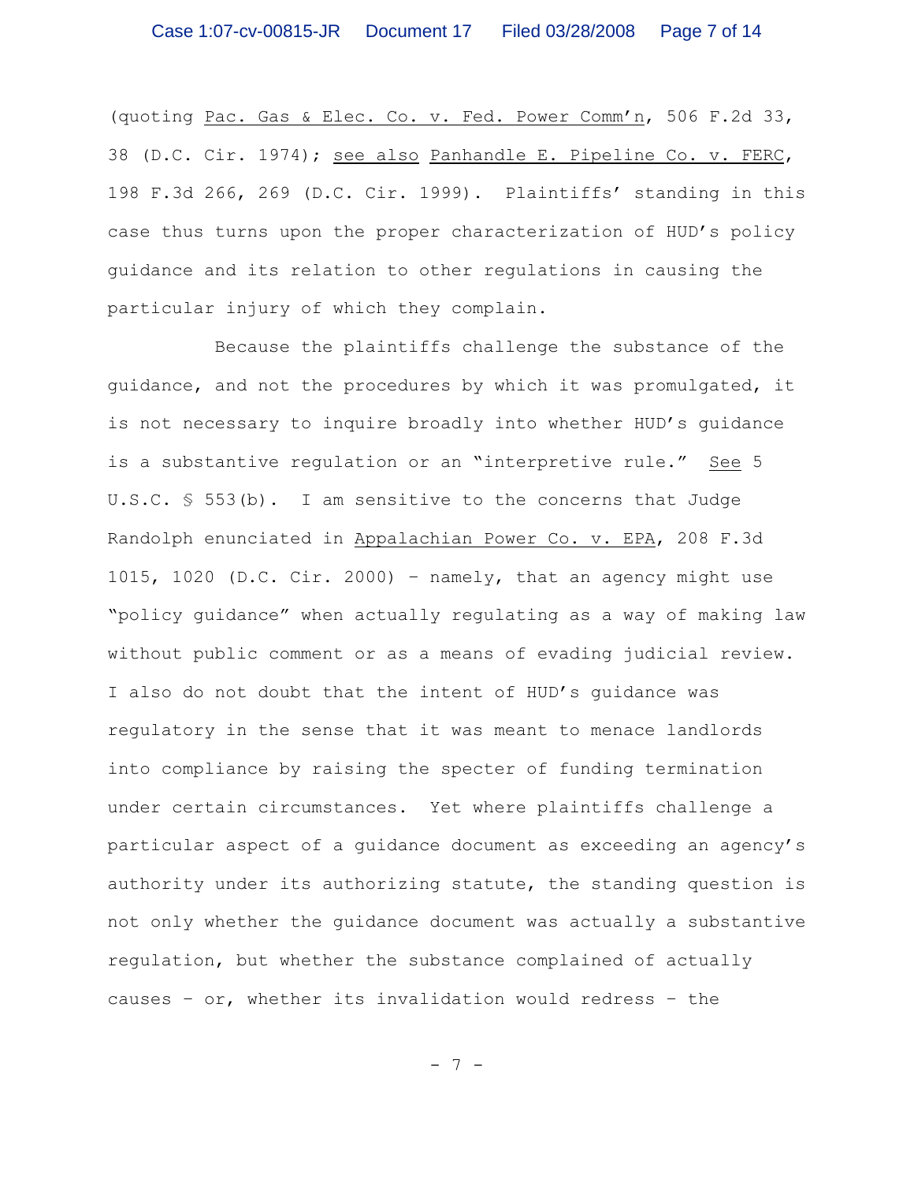(quoting Pac. Gas & Elec. Co. v. Fed. Power Comm'n, 506 F.2d 33, 38 (D.C. Cir. 1974); see also Panhandle E. Pipeline Co. v. FERC, 198 F.3d 266, 269 (D.C. Cir. 1999). Plaintiffs' standing in this case thus turns upon the proper characterization of HUD's policy guidance and its relation to other regulations in causing the particular injury of which they complain.

Because the plaintiffs challenge the substance of the guidance, and not the procedures by which it was promulgated, it is not necessary to inquire broadly into whether HUD's guidance is a substantive regulation or an "interpretive rule." See 5 U.S.C. § 553(b). I am sensitive to the concerns that Judge Randolph enunciated in Appalachian Power Co. v. EPA, 208 F.3d 1015, 1020 (D.C. Cir. 2000) – namely, that an agency might use "policy guidance" when actually regulating as a way of making law without public comment or as a means of evading judicial review. I also do not doubt that the intent of HUD's guidance was regulatory in the sense that it was meant to menace landlords into compliance by raising the specter of funding termination under certain circumstances. Yet where plaintiffs challenge a particular aspect of a guidance document as exceeding an agency's authority under its authorizing statute, the standing question is not only whether the guidance document was actually a substantive regulation, but whether the substance complained of actually causes – or, whether its invalidation would redress – the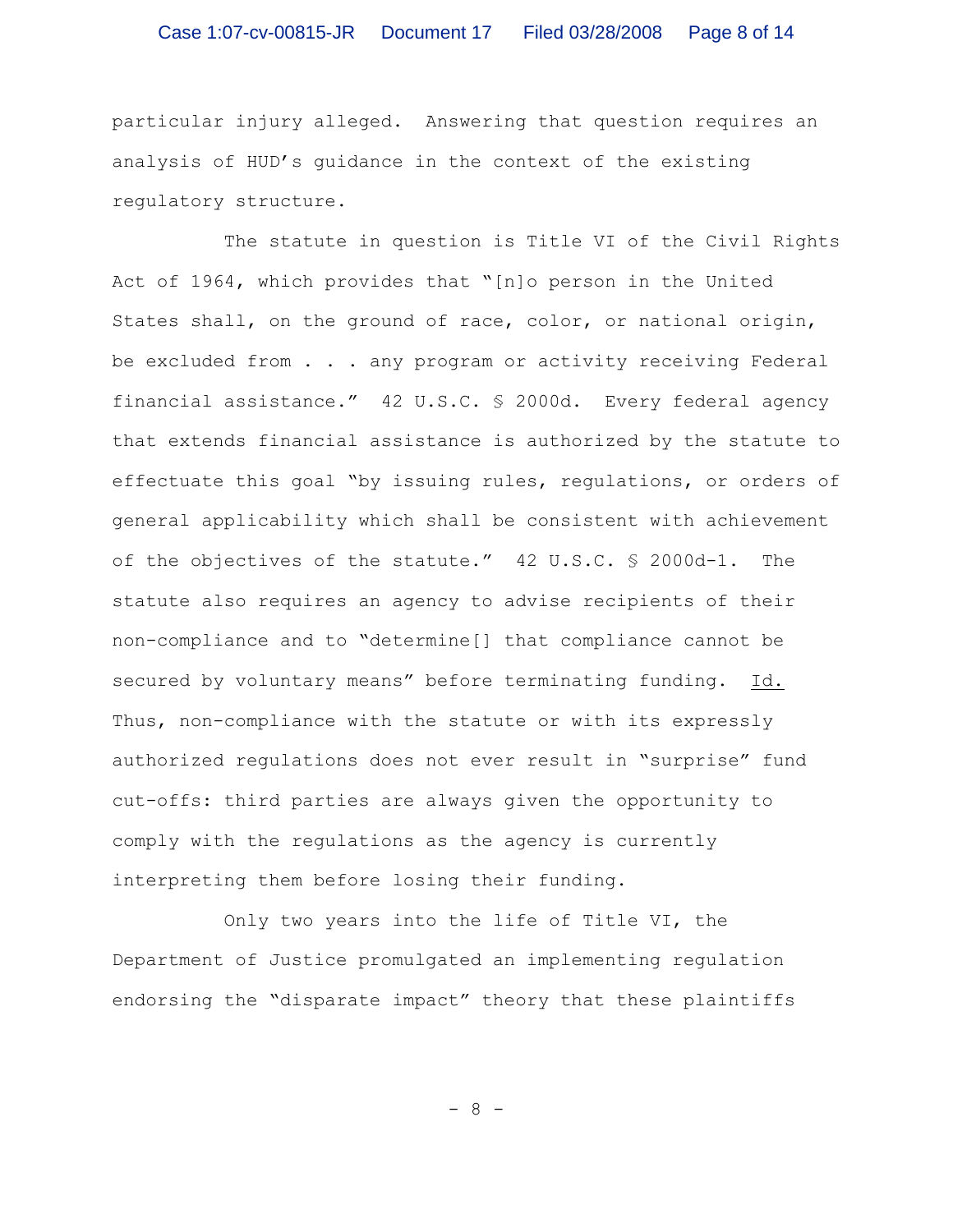particular injury alleged. Answering that question requires an analysis of HUD's guidance in the context of the existing regulatory structure.

The statute in question is Title VI of the Civil Rights Act of 1964, which provides that "[n]o person in the United States shall, on the ground of race, color, or national origin, be excluded from . . . any program or activity receiving Federal financial assistance." 42 U.S.C. § 2000d. Every federal agency that extends financial assistance is authorized by the statute to effectuate this goal "by issuing rules, regulations, or orders of general applicability which shall be consistent with achievement of the objectives of the statute." 42 U.S.C. § 2000d-1. The statute also requires an agency to advise recipients of their non-compliance and to "determine[] that compliance cannot be secured by voluntary means" before terminating funding. Id. Thus, non-compliance with the statute or with its expressly authorized regulations does not ever result in "surprise" fund cut-offs: third parties are always given the opportunity to comply with the regulations as the agency is currently interpreting them before losing their funding.

Only two years into the life of Title VI, the Department of Justice promulgated an implementing regulation endorsing the "disparate impact" theory that these plaintiffs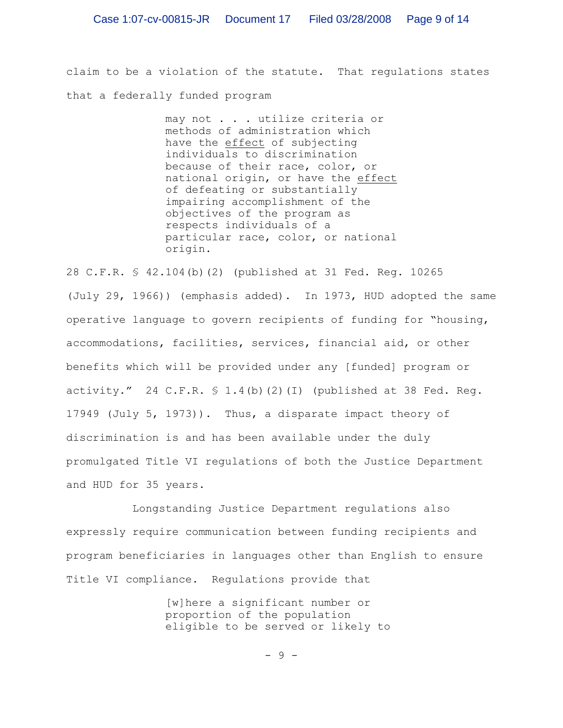claim to be a violation of the statute. That regulations states that a federally funded program

> may not . . . utilize criteria or methods of administration which have the <u>effect</u> of subjecting individuals to discrimination because of their race, color, or national origin, or have the <u>effect</u> of defeating or substantially impairing accomplishment of the objectives of the program as respects individuals of a particular race, color, or national origin.

28 C.F.R. § 42.104(b)(2) (published at 31 Fed. Reg. 10265 (July 29, 1966)) (emphasis added). In 1973, HUD adopted the same operative language to govern recipients of funding for "housing, accommodations, facilities, services, financial aid, or other benefits which will be provided under any [funded] program or activity." 24 C.F.R. § 1.4(b)(2)(I) (published at 38 Fed. Reg. 17949 (July 5, 1973)). Thus, a disparate impact theory of discrimination is and has been available under the duly promulgated Title VI regulations of both the Justice Department and HUD for 35 years.

Longstanding Justice Department regulations also expressly require communication between funding recipients and program beneficiaries in languages other than English to ensure Title VI compliance. Regulations provide that

> [w]here a significant number or proportion of the population eligible to be served or likely to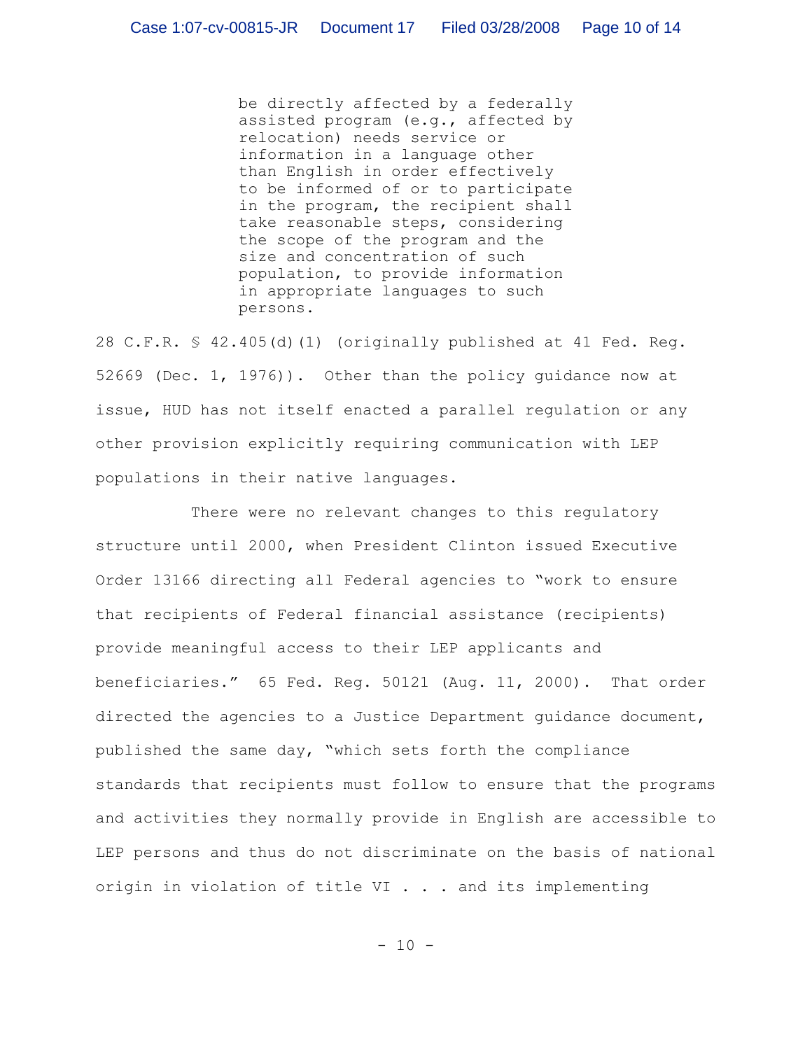> be directly affected by a federally assisted program (e.g., affected by relocation) needs service or information in a language other than English in order effectively to be informed of or to participate in the program, the recipient shall take reasonable steps, considering the scope of the program and the size and concentration of such population, to provide information in appropriate languages to such persons.

28 C.F.R. § 42.405(d)(1) (originally published at 41 Fed. Reg. 52669 (Dec. 1, 1976)). Other than the policy guidance now at issue, HUD has not itself enacted a parallel regulation or any other provision explicitly requiring communication with LEP populations in their native languages.

There were no relevant changes to this regulatory structure until 2000, when President Clinton issued Executive Order 13166 directing all Federal agencies to "work to ensure that recipients of Federal financial assistance (recipients) provide meaningful access to their LEP applicants and beneficiaries." 65 Fed. Reg. 50121 (Aug. 11, 2000). That order directed the agencies to a Justice Department guidance document, published the same day, "which sets forth the compliance standards that recipients must follow to ensure that the programs and activities they normally provide in English are accessible to LEP persons and thus do not discriminate on the basis of national origin in violation of title VI . . . and its implementing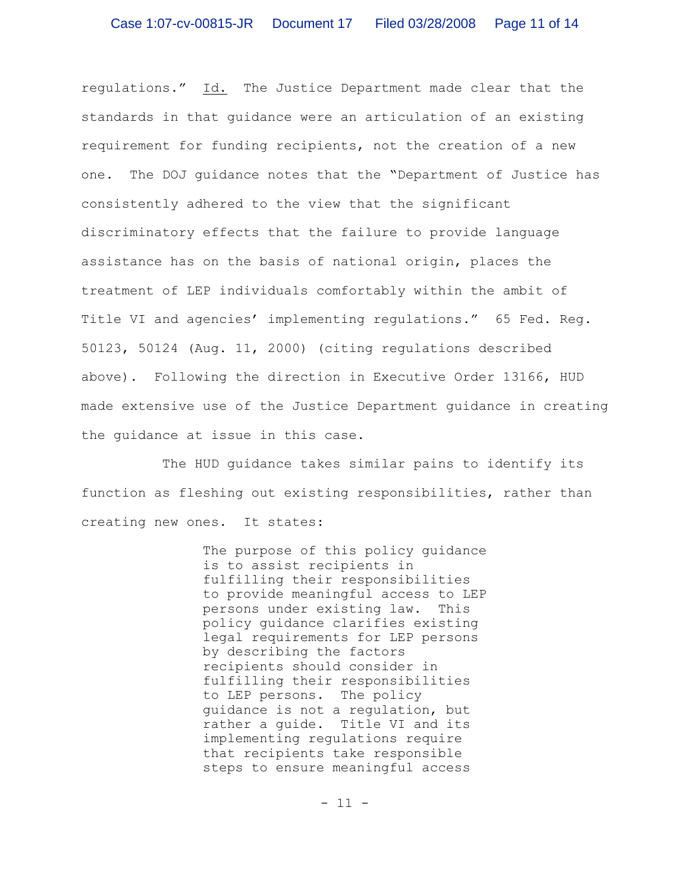regulations." _Id._ The Justice Department made clear that the standards in that guidance were an articulation of an existing requirement for funding recipients, not the creation of a new one. The DOJ guidance notes that the "Department of Justice has consistently adhered to the view that the significant discriminatory effects that the failure to provide language assistance has on the basis of national origin, places the treatment of LEP individuals comfortably within the ambit of Title VI and agencies' implementing regulations." 65 Fed. Reg. 50123, 50124 (Aug. 11, 2000) (citing regulations described above). Following the direction in Executive Order 13166, HUD made extensive use of the Justice Department guidance in creating the guidance at issue in this case.

The HUD guidance takes similar pains to identify its function as fleshing out existing responsibilities, rather than creating new ones. It states:

> The purpose of this policy guidance is to assist recipients in fulfilling their responsibilities to provide meaningful access to LEP persons under existing law. This policy guidance clarifies existing legal requirements for LEP persons by describing the factors recipients should consider in fulfilling their responsibilities to LEP persons. The policy guidance is not a regulation, but rather a guide. Title VI and its implementing regulations require that recipients take responsible steps to ensure meaningful access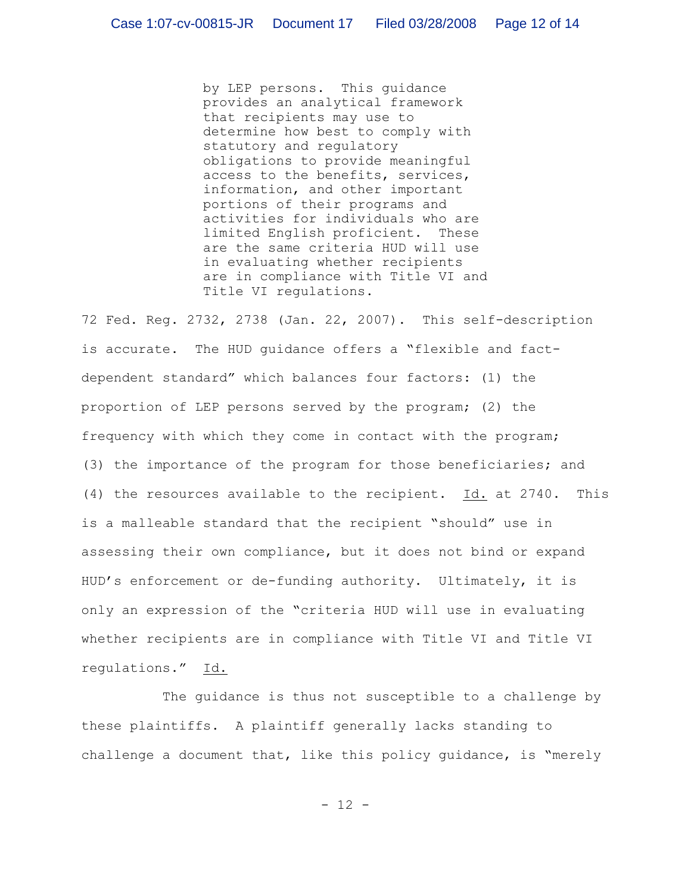> by LEP persons. This guidance provides an analytical framework that recipients may use to determine how best to comply with statutory and regulatory obligations to provide meaningful access to the benefits, services, information, and other important portions of their programs and activities for individuals who are limited English proficient. These are the same criteria HUD will use in evaluating whether recipients are in compliance with Title VI and Title VI regulations.

72 Fed. Reg. 2732, 2738 (Jan. 22, 2007). This self-description is accurate. The HUD guidance offers a "flexible and fact-dependent standard" which balances four factors: (1) the proportion of LEP persons served by the program; (2) the frequency with which they come in contact with the program; (3) the importance of the program for those beneficiaries; and (4) the resources available to the recipient. Id. at 2740. This is a malleable standard that the recipient "should" use in assessing their own compliance, but it does not bind or expand HUD's enforcement or de-funding authority. Ultimately, it is only an expression of the "criteria HUD will use in evaluating whether recipients are in compliance with Title VI and Title VI regulations." Id.

The guidance is thus not susceptible to a challenge by these plaintiffs. A plaintiff generally lacks standing to challenge a document that, like this policy guidance, is "merely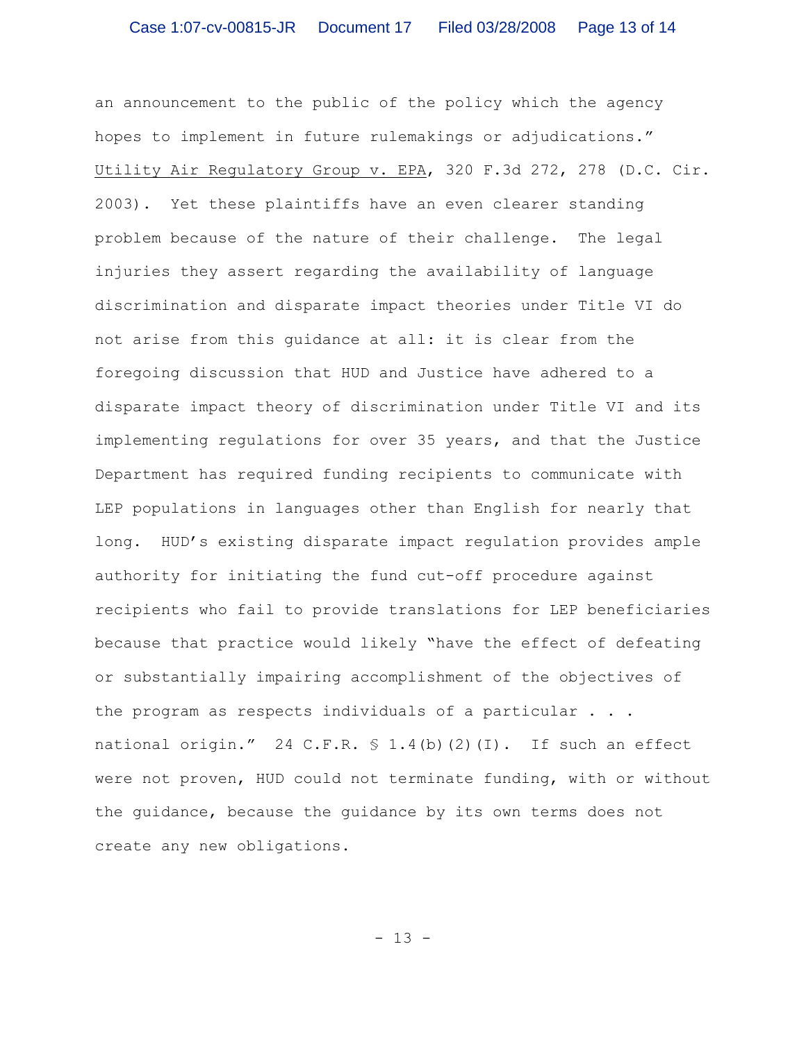an announcement to the public of the policy which the agency hopes to implement in future rulemakings or adjudications." Utility Air Regulatory Group v. EPA, 320 F.3d 272, 278 (D.C. Cir. 2003). Yet these plaintiffs have an even clearer standing problem because of the nature of their challenge. The legal injuries they assert regarding the availability of language discrimination and disparate impact theories under Title VI do not arise from this guidance at all: it is clear from the foregoing discussion that HUD and Justice have adhered to a disparate impact theory of discrimination under Title VI and its implementing regulations for over 35 years, and that the Justice Department has required funding recipients to communicate with LEP populations in languages other than English for nearly that long. HUD's existing disparate impact regulation provides ample authority for initiating the fund cut-off procedure against recipients who fail to provide translations for LEP beneficiaries because that practice would likely "have the effect of defeating or substantially impairing accomplishment of the objectives of the program as respects individuals of a particular . . . national origin." 24 C.F.R. § 1.4(b)(2)(I). If such an effect were not proven, HUD could not terminate funding, with or without the guidance, because the guidance by its own terms does not create any new obligations.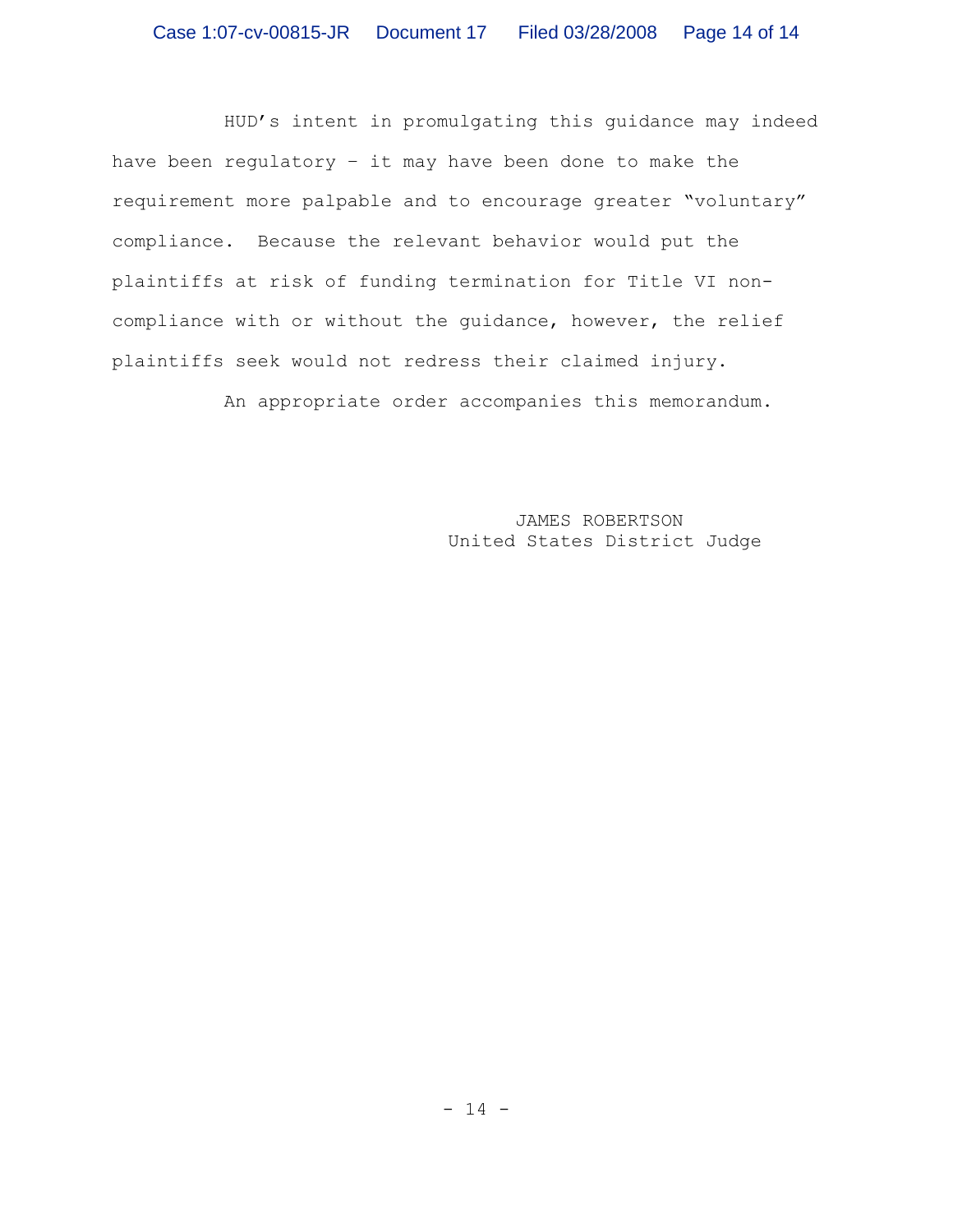HUD's intent in promulgating this guidance may indeed have been regulatory – it may have been done to make the requirement more palpable and to encourage greater "voluntary" compliance. Because the relevant behavior would put the plaintiffs at risk of funding termination for Title VI non-compliance with or without the guidance, however, the relief plaintiffs seek would not redress their claimed injury.

An appropriate order accompanies this memorandum.

JAMES ROBERTSON
United States District Judge